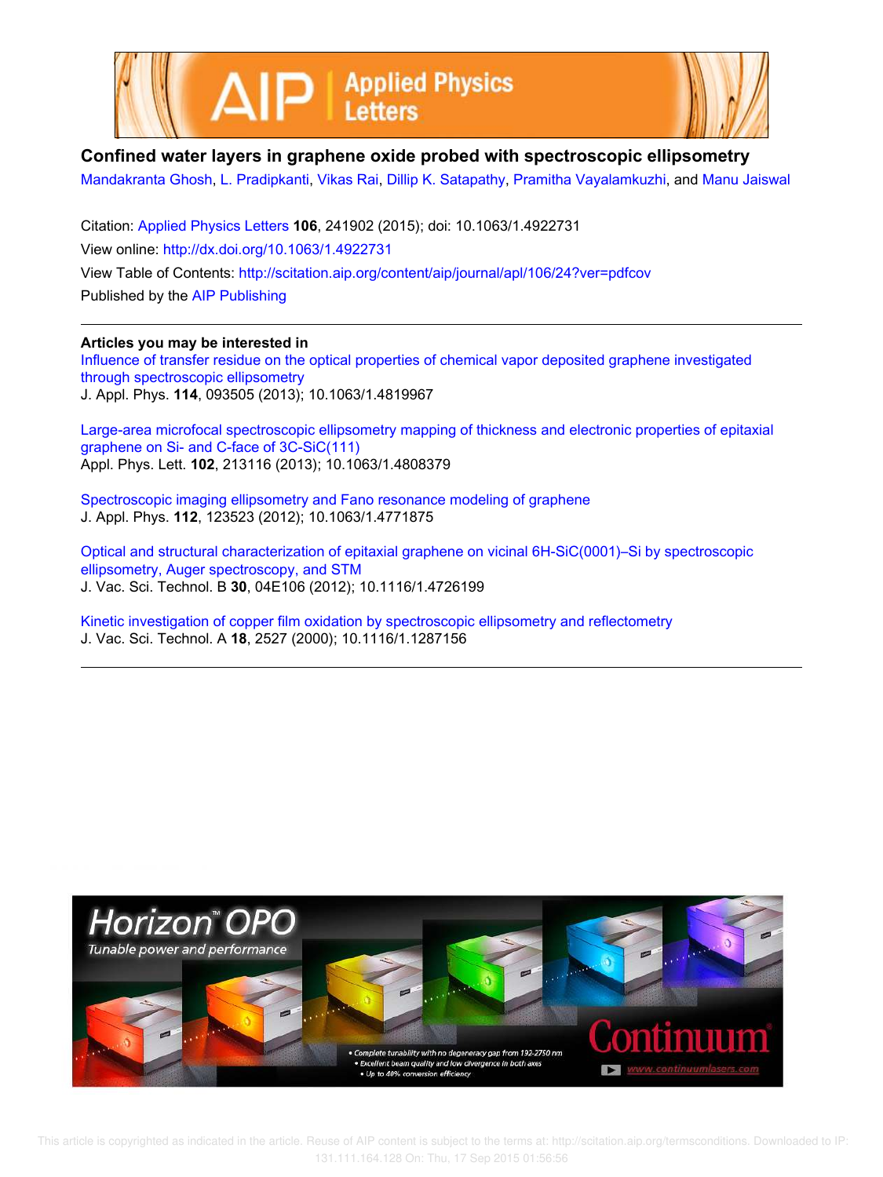# Confined water layers in graphene oxide probed with spectroscopic ellipsometry

Mandakranta Ghosh, L. Pradipkanti, Vikas Rai, Dillip K. Satapathy, Pramitha Vayalamkuzhi, and Manu Jaiswal

Citation: Applied Physics Letters **106**, 241902 (2015); doi: 10.1063/1.4922731

View online: http://dx.doi.org/10.1063/1.4922731

View Table of Contents: http://scitation.aip.org/content/aip/journal/apl/106/24?ver=pdfcov

Published by the AIP Publishing

## Articles you may be interested in

Influence of transfer residue on the optical properties of chemical vapor deposited graphene investigated through spectroscopic ellipsometry
J. Appl. Phys. **114**, 093505 (2013); 10.1063/1.4819967

Large-area microfocal spectroscopic ellipsometry mapping of thickness and electronic properties of epitaxial graphene on Si- and C-face of 3C-SiC(111)
Appl. Phys. Lett. **102**, 213116 (2013); 10.1063/1.4808379

Spectroscopic imaging ellipsometry and Fano resonance modeling of graphene
J. Appl. Phys. **112**, 123523 (2012); 10.1063/1.4771875

Optical and structural characterization of epitaxial graphene on vicinal 6H-SiC(0001)–Si by spectroscopic ellipsometry, Auger spectroscopy, and STM
J. Vac. Sci. Technol. B **30**, 04E106 (2012); 10.1116/1.4726199

Kinetic investigation of copper film oxidation by spectroscopic ellipsometry and reflectometry
J. Vac. Sci. Technol. A **18**, 2527 (2000); 10.1116/1.1287156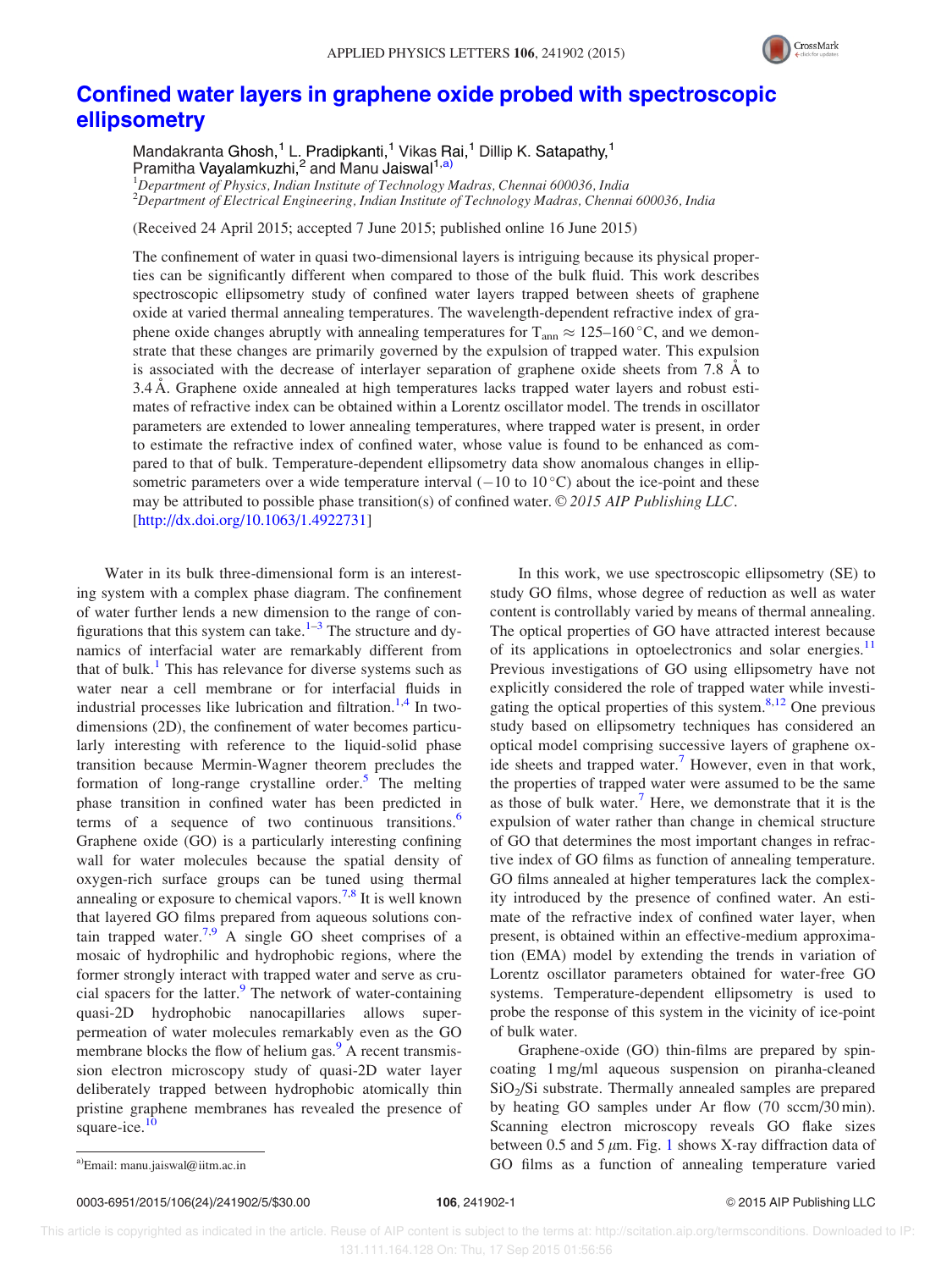# Confined water layers in graphene oxide probed with spectroscopic ellipsometry

Mandakranta Ghosh,[1] L. Pradipkanti,[1] Vikas Rai,[1] Dillip K. Satapathy,[1] Pramitha Vayalamkuzhi,[2] and Manu Jaiswal[1,a)]

[1]*Department of Physics, Indian Institute of Technology Madras, Chennai 600036, India*
[2]*Department of Electrical Engineering, Indian Institute of Technology Madras, Chennai 600036, India*

(Received 24 April 2015; accepted 7 June 2015; published online 16 June 2015)

The confinement of water in quasi two-dimensional layers is intriguing because its physical properties can be significantly different when compared to those of the bulk fluid. This work describes spectroscopic ellipsometry study of confined water layers trapped between sheets of graphene oxide at varied thermal annealing temperatures. The wavelength-dependent refractive index of graphene oxide changes abruptly with annealing temperatures for $T_{ann} \approx 125$–$160\,°C$, and we demonstrate that these changes are primarily governed by the expulsion of trapped water. This expulsion is associated with the decrease of interlayer separation of graphene oxide sheets from 7.8 Å to 3.4 Å. Graphene oxide annealed at high temperatures lacks trapped water layers and robust estimates of refractive index can be obtained within a Lorentz oscillator model. The trends in oscillator parameters are extended to lower annealing temperatures, where trapped water is present, in order to estimate the refractive index of confined water, whose value is found to be enhanced as compared to that of bulk. Temperature-dependent ellipsometry data show anomalous changes in ellipsometric parameters over a wide temperature interval ($-10$ to $10\,°C$) about the ice-point and these may be attributed to possible phase transition(s) of confined water. © *2015 AIP Publishing LLC*. [http://dx.doi.org/10.1063/1.4922731]

Water in its bulk three-dimensional form is an interesting system with a complex phase diagram. The confinement of water further lends a new dimension to the range of configurations that this system can take.[1–3] The structure and dynamics of interfacial water are remarkably different from that of bulk.[1] This has relevance for diverse systems such as water near a cell membrane or for interfacial fluids in industrial processes like lubrication and filtration.[1,4] In two-dimensions (2D), the confinement of water becomes particularly interesting with reference to the liquid-solid phase transition because Mermin-Wagner theorem precludes the formation of long-range crystalline order.[5] The melting phase transition in confined water has been predicted in terms of a sequence of two continuous transitions.[6] Graphene oxide (GO) is a particularly interesting confining wall for water molecules because the spatial density of oxygen-rich surface groups can be tuned using thermal annealing or exposure to chemical vapors.[7,8] It is well known that layered GO films prepared from aqueous solutions contain trapped water.[7,9] A single GO sheet comprises of a mosaic of hydrophilic and hydrophobic regions, where the former strongly interact with trapped water and serve as crucial spacers for the latter.[9] The network of water-containing quasi-2D hydrophobic nanocapillaries allows super-permeation of water molecules remarkably even as the GO membrane blocks the flow of helium gas.[9] A recent transmission electron microscopy study of quasi-2D water layer deliberately trapped between hydrophobic atomically thin pristine graphene membranes has revealed the presence of square-ice.[10]

In this work, we use spectroscopic ellipsometry (SE) to study GO films, whose degree of reduction as well as water content is controllably varied by means of thermal annealing. The optical properties of GO have attracted interest because of its applications in optoelectronics and solar energies.[11] Previous investigations of GO using ellipsometry have not explicitly considered the role of trapped water while investigating the optical properties of this system.[8,12] One previous study based on ellipsometry techniques has considered an optical model comprising successive layers of graphene oxide sheets and trapped water.[7] However, even in that work, the properties of trapped water were assumed to be the same as those of bulk water.[7] Here, we demonstrate that it is the expulsion of water rather than change in chemical structure of GO that determines the most important changes in refractive index of GO films as function of annealing temperature. GO films annealed at higher temperatures lack the complexity introduced by the presence of confined water. An estimate of the refractive index of confined water layer, when present, is obtained within an effective-medium approximation (EMA) model by extending the trends in variation of Lorentz oscillator parameters obtained for water-free GO systems. Temperature-dependent ellipsometry is used to probe the response of this system in the vicinity of ice-point of bulk water.

Graphene-oxide (GO) thin-films are prepared by spin-coating 1 mg/ml aqueous suspension on piranha-cleaned $SiO_2$/Si substrate. Thermally annealed samples are prepared by heating GO samples under Ar flow (70 sccm/30 min). Scanning electron microscopy reveals GO flake sizes between 0.5 and 5 $\mu$m. Fig. 1 shows X-ray diffraction data of GO films as a function of annealing temperature varied

[a)]Email: manu.jaiswal@iitm.ac.in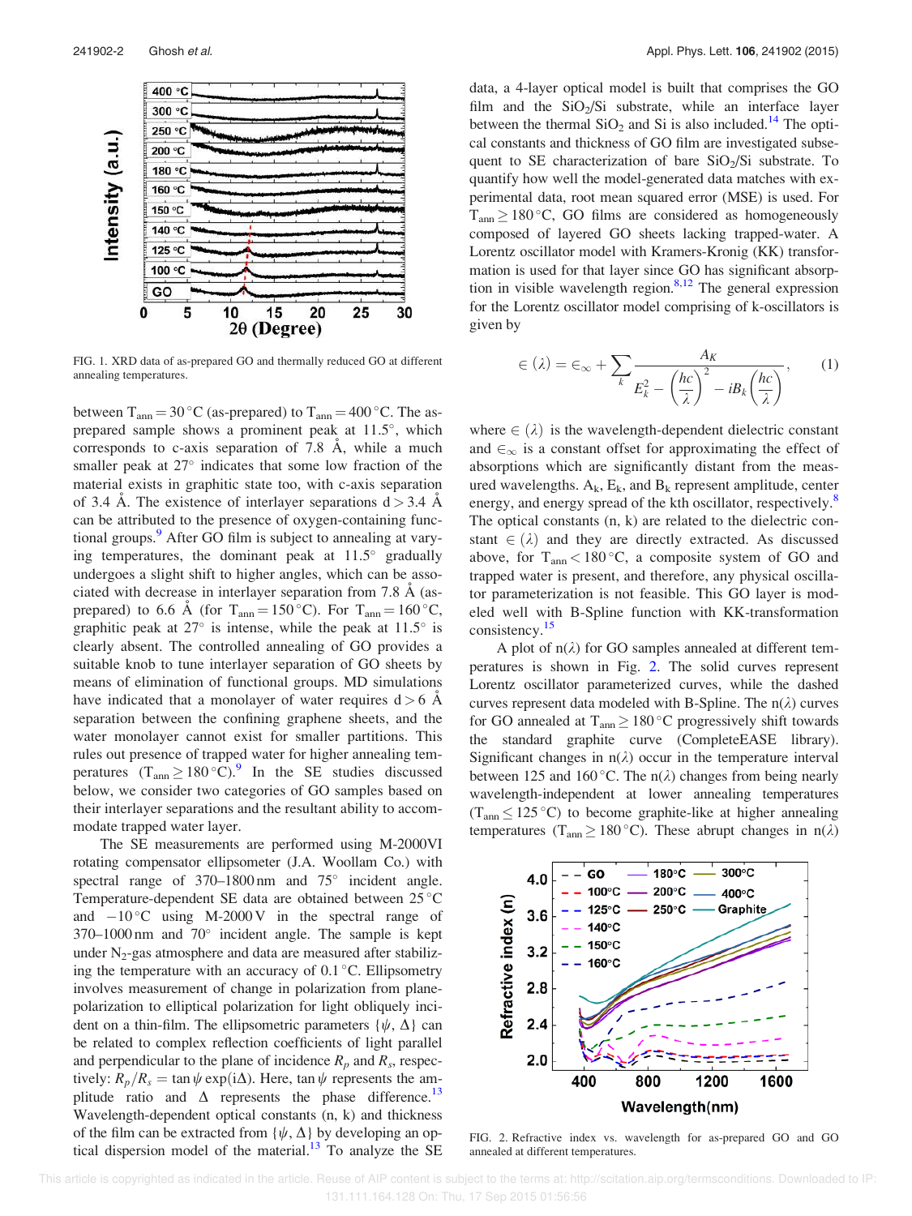FIG. 1. XRD data of as-prepared GO and thermally reduced GO at different annealing temperatures.

between $T_{ann} = 30\,°C$ (as-prepared) to $T_{ann} = 400\,°C$. The as-prepared sample shows a prominent peak at 11.5°, which corresponds to c-axis separation of 7.8 Å, while a much smaller peak at 27° indicates that some low fraction of the material exists in graphitic state too, with c-axis separation of 3.4 Å. The existence of interlayer separations $d > 3.4$ Å can be attributed to the presence of oxygen-containing functional groups.[9] After GO film is subject to annealing at varying temperatures, the dominant peak at 11.5° gradually undergoes a slight shift to higher angles, which can be associated with decrease in interlayer separation from 7.8 Å (as-prepared) to 6.6 Å (for $T_{ann} = 150\,°C$). For $T_{ann} = 160\,°C$, graphitic peak at 27° is intense, while the peak at 11.5° is clearly absent. The controlled annealing of GO provides a suitable knob to tune interlayer separation of GO sheets by means of elimination of functional groups. MD simulations have indicated that a monolayer of water requires $d > 6$ Å separation between the confining graphene sheets, and the water monolayer cannot exist for smaller partitions. This rules out presence of trapped water for higher annealing temperatures ($T_{ann} \geq 180\,°C$).[9] In the SE studies discussed below, we consider two categories of GO samples based on their interlayer separations and the resultant ability to accommodate trapped water layer.

The SE measurements are performed using M-2000VI rotating compensator ellipsometer (J.A. Woollam Co.) with spectral range of 370–1800 nm and 75° incident angle. Temperature-dependent SE data are obtained between 25 °C and −10 °C using M-2000 V in the spectral range of 370–1000 nm and 70° incident angle. The sample is kept under $N_2$-gas atmosphere and data are measured after stabilizing the temperature with an accuracy of 0.1 °C. Ellipsometry involves measurement of change in polarization from plane-polarization to elliptical polarization for light obliquely incident on a thin-film. The ellipsometric parameters $\{\psi, \Delta\}$ can be related to complex reflection coefficients of light parallel and perpendicular to the plane of incidence $R_p$ and $R_s$, respectively: $R_p/R_s = \tan\psi \exp(i\Delta)$. Here, $\tan\psi$ represents the amplitude ratio and $\Delta$ represents the phase difference.[13] Wavelength-dependent optical constants (n, k) and thickness of the film can be extracted from $\{\psi, \Delta\}$ by developing an optical dispersion model of the material.[13] To analyze the SE data, a 4-layer optical model is built that comprises the GO film and the $SiO_2$/Si substrate, while an interface layer between the thermal $SiO_2$ and Si is also included.[14] The optical constants and thickness of GO film are investigated subsequent to SE characterization of bare $SiO_2$/Si substrate. To quantify how well the model-generated data matches with experimental data, root mean squared error (MSE) is used. For $T_{ann} \geq 180\,°C$, GO films are considered as homogeneously composed of layered GO sheets lacking trapped-water. A Lorentz oscillator model with Kramers-Kronig (KK) transformation is used for that layer since GO has significant absorption in visible wavelength region.[8,12] The general expression for the Lorentz oscillator model comprising of k-oscillators is given by

$$\epsilon(\lambda) = \epsilon_{\infty} + \sum_k \frac{A_K}{E_k^2 - \left(\frac{hc}{\lambda}\right)^2 - iB_k\left(\frac{hc}{\lambda}\right)}, \qquad (1)$$

where $\epsilon(\lambda)$ is the wavelength-dependent dielectric constant and $\epsilon_{\infty}$ is a constant offset for approximating the effect of absorptions which are significantly distant from the measured wavelengths. $A_k$, $E_k$, and $B_k$ represent amplitude, center energy, and energy spread of the kth oscillator, respectively.[8] The optical constants (n, k) are related to the dielectric constant $\epsilon(\lambda)$ and they are directly extracted. As discussed above, for $T_{ann} < 180\,°C$, a composite system of GO and trapped water is present, and therefore, any physical oscillator parameterization is not feasible. This GO layer is modeled well with B-Spline function with KK-transformation consistency.[15]

A plot of $n(\lambda)$ for GO samples annealed at different temperatures is shown in Fig. 2. The solid curves represent Lorentz oscillator parameterized curves, while the dashed curves represent data modeled with B-Spline. The $n(\lambda)$ curves for GO annealed at $T_{ann} \geq 180\,°C$ progressively shift towards the standard graphite curve (CompleteEASE library). Significant changes in $n(\lambda)$ occur in the temperature interval between 125 and 160 °C. The $n(\lambda)$ changes from being nearly wavelength-independent at lower annealing temperatures ($T_{ann} \leq 125\,°C$) to become graphite-like at higher annealing temperatures ($T_{ann} \geq 180\,°C$). These abrupt changes in $n(\lambda)$

FIG. 2. Refractive index vs. wavelength for as-prepared GO and GO annealed at different temperatures.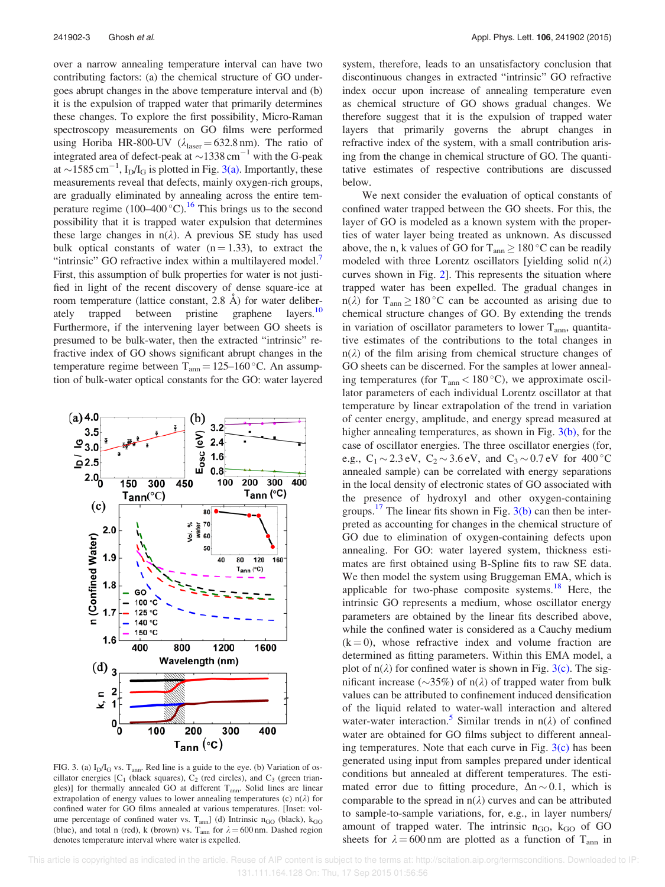over a narrow annealing temperature interval can have two contributing factors: (a) the chemical structure of GO undergoes abrupt changes in the above temperature interval and (b) it is the expulsion of trapped water that primarily determines these changes. To explore the first possibility, Micro-Raman spectroscopy measurements on GO films were performed using Horiba HR-800-UV ($\lambda_{laser} = 632.8$ nm). The ratio of integrated area of defect-peak at $\sim$1338 cm$^{-1}$ with the G-peak at $\sim$1585 cm$^{-1}$, $I_D/I_G$ is plotted in Fig. 3(a). Importantly, these measurements reveal that defects, mainly oxygen-rich groups, are gradually eliminated by annealing across the entire temperature regime (100–400 °C).[16] This brings us to the second possibility that it is trapped water expulsion that determines these large changes in n($\lambda$). A previous SE study has used bulk optical constants of water (n = 1.33), to extract the "intrinsic" GO refractive index within a multilayered model.[7] First, this assumption of bulk properties for water is not justified in light of the recent discovery of dense square-ice at room temperature (lattice constant, 2.8 Å) for water deliberately trapped between pristine graphene layers.[10] Furthermore, if the intervening layer between GO sheets is presumed to be bulk-water, then the extracted "intrinsic" refractive index of GO shows significant abrupt changes in the temperature regime between $T_{ann}$ = 125–160 °C. An assumption of bulk-water optical constants for the GO: water layered system, therefore, leads to an unsatisfactory conclusion that discontinuous changes in extracted "intrinsic" GO refractive index occur upon increase of annealing temperature even as chemical structure of GO shows gradual changes. We therefore suggest that it is the expulsion of trapped water layers that primarily governs the abrupt changes in refractive index of the system, with a small contribution arising from the change in chemical structure of GO. The quantitative estimates of respective contributions are discussed below.

FIG. 3. (a) $I_D/I_G$ vs. $T_{ann}$. Red line is a guide to the eye. (b) Variation of oscillator energies [$C_1$ (black squares), $C_2$ (red circles), and $C_3$ (green triangles)] for thermally annealed GO at different $T_{ann}$. Solid lines are linear extrapolation of energy values to lower annealing temperatures (c) n($\lambda$) for confined water for GO films annealed at various temperatures. [Inset: volume percentage of confined water vs. $T_{ann}$] (d) Intrinsic $n_{GO}$ (black), $k_{GO}$ (blue), and total n (red), k (brown) vs. $T_{ann}$ for $\lambda$ = 600 nm. Dashed region denotes temperature interval where water is expelled.

We next consider the evaluation of optical constants of confined water trapped between the GO sheets. For this, the layer of GO is modeled as a known system with the properties of water layer being treated as unknown. As discussed above, the n, k values of GO for $T_{ann} \geq 180$ °C can be readily modeled with three Lorentz oscillators [yielding solid n($\lambda$) curves shown in Fig. 2]. This represents the situation where trapped water has been expelled. The gradual changes in n($\lambda$) for $T_{ann} \geq 180$ °C can be accounted as arising due to chemical structure changes of GO. By extending the trends in variation of oscillator parameters to lower $T_{ann}$, quantitative estimates of the contributions to the total changes in n($\lambda$) of the film arising from chemical structure changes of GO sheets can be discerned. For the samples at lower annealing temperatures (for $T_{ann} < 180$ °C), we approximate oscillator parameters of each individual Lorentz oscillator at that temperature by linear extrapolation of the trend in variation of center energy, amplitude, and energy spread measured at higher annealing temperatures, as shown in Fig. 3(b), for the case of oscillator energies. The three oscillator energies (for, e.g., $C_1 \sim 2.3$ eV, $C_2 \sim 3.6$ eV, and $C_3 \sim 0.7$ eV for 400 °C annealed sample) can be correlated with energy separations in the local density of electronic states of GO associated with the presence of hydroxyl and other oxygen-containing groups.[17] The linear fits shown in Fig. 3(b) can then be interpreted as accounting for changes in the chemical structure of GO due to elimination of oxygen-containing defects upon annealing. For GO: water layered system, thickness estimates are first obtained using B-Spline fits to raw SE data. We then model the system using Bruggeman EMA, which is applicable for two-phase composite systems.[18] Here, the intrinsic GO represents a medium, whose oscillator energy parameters are obtained by the linear fits described above, while the confined water is considered as a Cauchy medium (k = 0), whose refractive index and volume fraction are determined as fitting parameters. Within this EMA model, a plot of n($\lambda$) for confined water is shown in Fig. 3(c). The significant increase ($\sim$35%) of n($\lambda$) of trapped water from bulk values can be attributed to confinement induced densification of the liquid related to water-wall interaction and altered water-water interaction.[5] Similar trends in n($\lambda$) of confined water are obtained for GO films subject to different annealing temperatures. Note that each curve in Fig. 3(c) has been generated using input from samples prepared under identical conditions but annealed at different temperatures. The estimated error due to fitting procedure, $\Delta n \sim 0.1$, which is comparable to the spread in n($\lambda$) curves and can be attributed to sample-to-sample variations, for, e.g., in layer numbers/amount of trapped water. The intrinsic $n_{GO}$, $k_{GO}$ of GO sheets for $\lambda$ = 600 nm are plotted as a function of $T_{ann}$ in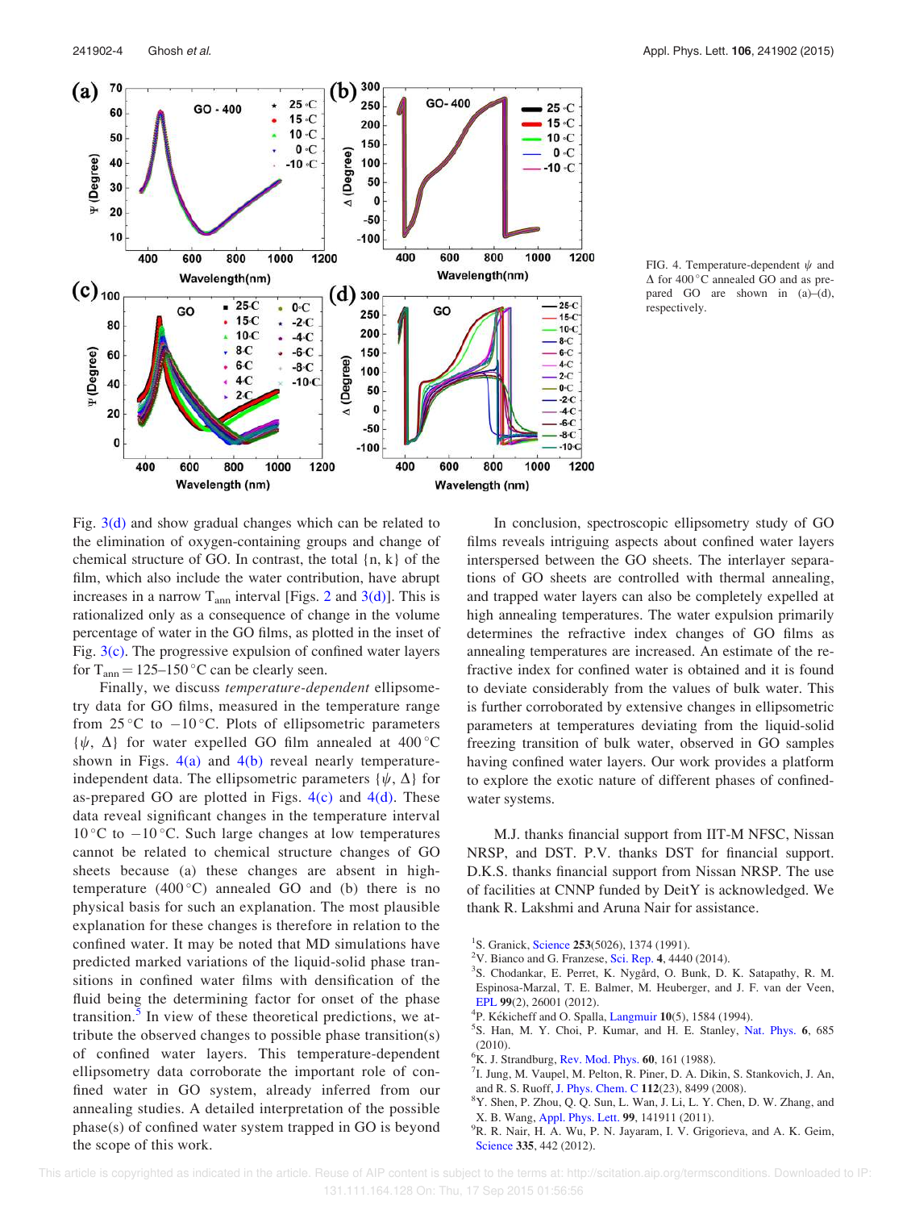(a)
GO - 400
Ψ (Degree)
70
60
50
40
30
20
10
400 600 800 1000 1200
Wavelength(nm)
25 °C
15 °C
10 °C
0 °C
-10 °C

(b)
GO- 400
Δ (Degree)
300
250
200
150
100
50
0
-50
-100
400 600 800 1000 1200
Wavelength(nm)
25 °C
15 °C
10 °C
0 °C
-10 °C

(c)
GO
Ψ (Degree)
100
80
60
40
20
0
400 600 800 1000 1200
Wavelength (nm)
25C
15C
10C
8C
6C
4C
2C
0C
-2C
-4C
-6C
-8C
-10C

(d)
GO
Δ (Degree)
300
250
200
150
100
50
0
-50
-100
400 600 800 1000 1200
Wavelength (nm)
25C
15C
10C
8C
6C
4C
2C
0C
-2C
-4C
-6C
-8C
-10C

FIG. 4. Temperature-dependent $\psi$ and $\Delta$ for 400 °C annealed GO and as prepared GO are shown in (a)–(d), respectively.

Fig. 3(d) and show gradual changes which can be related to the elimination of oxygen-containing groups and change of chemical structure of GO. In contrast, the total {n, k} of the film, which also include the water contribution, have abrupt increases in a narrow $T_{ann}$ interval [Figs. 2 and 3(d)]. This is rationalized only as a consequence of change in the volume percentage of water in the GO films, as plotted in the inset of Fig. 3(c). The progressive expulsion of confined water layers for $T_{ann}$ = 125–150 °C can be clearly seen.

Finally, we discuss *temperature-dependent* ellipsometry data for GO films, measured in the temperature range from 25 °C to −10 °C. Plots of ellipsometric parameters {$\psi$, $\Delta$} for water expelled GO film annealed at 400 °C shown in Figs. 4(a) and 4(b) reveal nearly temperature-independent data. The ellipsometric parameters {$\psi$, $\Delta$} for as-prepared GO are plotted in Figs. 4(c) and 4(d). These data reveal significant changes in the temperature interval 10 °C to −10 °C. Such large changes at low temperatures cannot be related to chemical structure changes of GO sheets because (a) these changes are absent in high-temperature (400 °C) annealed GO and (b) there is no physical basis for such an explanation. The most plausible explanation for these changes is therefore in relation to the confined water. It may be noted that MD simulations have predicted marked variations of the liquid-solid phase transitions in confined water films with densification of the fluid being the determining factor for onset of the phase transition.[5] In view of these theoretical predictions, we attribute the observed changes to possible phase transition(s) of confined water layers. This temperature-dependent ellipsometry data corroborate the important role of confined water in GO system, already inferred from our annealing studies. A detailed interpretation of the possible phase(s) of confined water system trapped in GO is beyond the scope of this work.

In conclusion, spectroscopic ellipsometry study of GO films reveals intriguing aspects about confined water layers interspersed between the GO sheets. The interlayer separations of GO sheets are controlled with thermal annealing, and trapped water layers can also be completely expelled at high annealing temperatures. The water expulsion primarily determines the refractive index changes of GO films as annealing temperatures are increased. An estimate of the refractive index for confined water is obtained and it is found to deviate considerably from the values of bulk water. This is further corroborated by extensive changes in ellipsometric parameters at temperatures deviating from the liquid-solid freezing transition of bulk water, observed in GO samples having confined water layers. Our work provides a platform to explore the exotic nature of different phases of confined-water systems.

M.J. thanks financial support from IIT-M NFSC, Nissan NRSP, and DST. P.V. thanks DST for financial support. D.K.S. thanks financial support from Nissan NRSP. The use of facilities at CNNP funded by DeitY is acknowledged. We thank R. Lakshmi and Aruna Nair for assistance.

[1] S. Granick, Science 253(5026), 1374 (1991).
[2] V. Bianco and G. Franzese, Sci. Rep. 4, 4440 (2014).
[3] S. Chodankar, E. Perret, K. Nygård, O. Bunk, D. K. Satapathy, R. M. Espinosa-Marzal, T. E. Balmer, M. Heuberger, and J. F. van der Veen, EPL 99(2), 26001 (2012).
[4] P. Kékicheff and O. Spalla, Langmuir 10(5), 1584 (1994).
[5] S. Han, M. Y. Choi, P. Kumar, and H. E. Stanley, Nat. Phys. 6, 685 (2010).
[6] K. J. Strandburg, Rev. Mod. Phys. 60, 161 (1988).
[7] I. Jung, M. Vaupel, M. Pelton, R. Piner, D. A. Dikin, S. Stankovich, J. An, and R. S. Ruoff, J. Phys. Chem. C 112(23), 8499 (2008).
[8] Y. Shen, P. Zhou, Q. Q. Sun, L. Wan, J. Li, L. Y. Chen, D. W. Zhang, and X. B. Wang, Appl. Phys. Lett. 99, 141911 (2011).
[9] R. R. Nair, H. A. Wu, P. N. Jayaram, I. V. Grigorieva, and A. K. Geim, Science 335, 442 (2012).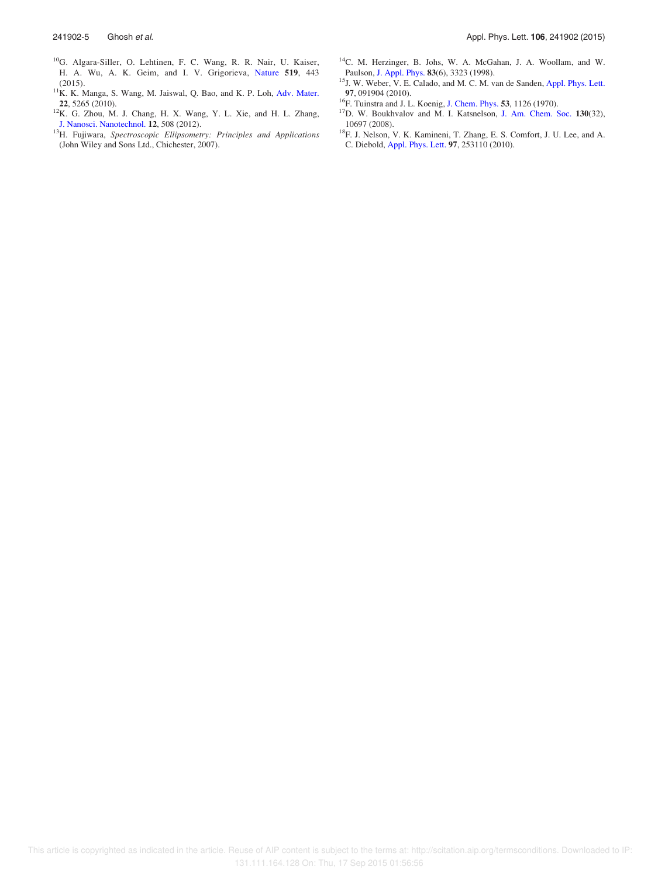[10]G. Algara-Siller, O. Lehtinen, F. C. Wang, R. R. Nair, U. Kaiser, H. A. Wu, A. K. Geim, and I. V. Grigorieva, Nature **519**, 443 (2015).

[11]K. K. Manga, S. Wang, M. Jaiswal, Q. Bao, and K. P. Loh, Adv. Mater. **22**, 5265 (2010).

[12]K. G. Zhou, M. J. Chang, H. X. Wang, Y. L. Xie, and H. L. Zhang, J. Nanosci. Nanotechnol. **12**, 508 (2012).

[13]H. Fujiwara, *Spectroscopic Ellipsometry: Principles and Applications* (John Wiley and Sons Ltd., Chichester, 2007).

[14]C. M. Herzinger, B. Johs, W. A. McGahan, J. A. Woollam, and W. Paulson, J. Appl. Phys. **83**(6), 3323 (1998).

[15]J. W. Weber, V. E. Calado, and M. C. M. van de Sanden, Appl. Phys. Lett. **97**, 091904 (2010).

[16]F. Tuinstra and J. L. Koenig, J. Chem. Phys. **53**, 1126 (1970).

[17]D. W. Boukhvalov and M. I. Katsnelson, J. Am. Chem. Soc. **130**(32), 10697 (2008).

[18]F. J. Nelson, V. K. Kamineni, T. Zhang, E. S. Comfort, J. U. Lee, and A. C. Diebold, Appl. Phys. Lett. **97**, 253110 (2010).